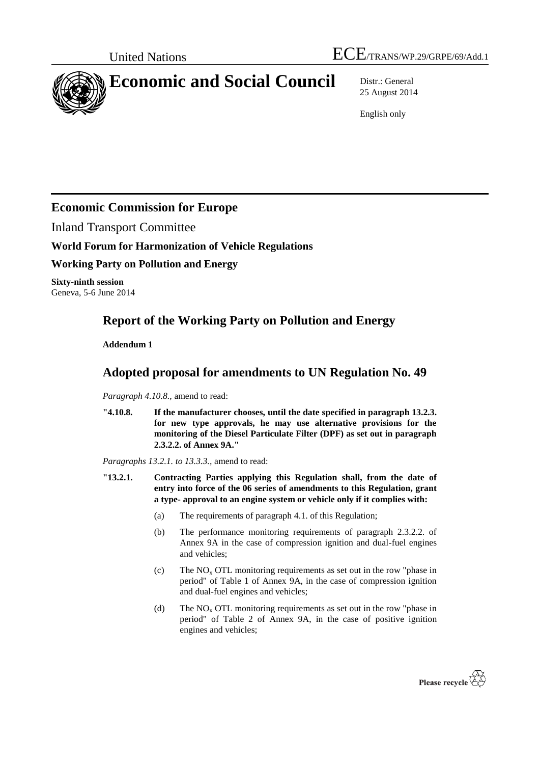United Nations

ECE/TRANS/WP.29/GRPE/69/Add.1

# Economic and Social Council

Distr.: General
25 August 2014

English only

## Economic Commission for Europe

Inland Transport Committee

**World Forum for Harmonization of Vehicle Regulations**

**Working Party on Pollution and Energy**

**Sixty-ninth session**
Geneva, 5-6 June 2014

## Report of the Working Party on Pollution and Energy

**Addendum 1**

## Adopted proposal for amendments to UN Regulation No. 49

*Paragraph 4.10.8.,* amend to read:

**"4.10.8. If the manufacturer chooses, until the date specified in paragraph 13.2.3. for new type approvals, he may use alternative provisions for the monitoring of the Diesel Particulate Filter (DPF) as set out in paragraph 2.3.2.2. of Annex 9A."**

*Paragraphs 13.2.1. to 13.3.3.,* amend to read:

**"13.2.1. Contracting Parties applying this Regulation shall, from the date of entry into force of the 06 series of amendments to this Regulation, grant a type- approval to an engine system or vehicle only if it complies with:**

(a) The requirements of paragraph 4.1. of this Regulation;

(b) The performance monitoring requirements of paragraph 2.3.2.2. of Annex 9A in the case of compression ignition and dual-fuel engines and vehicles;

(c) The $NO_x$ OTL monitoring requirements as set out in the row "phase in period" of Table 1 of Annex 9A, in the case of compression ignition and dual-fuel engines and vehicles;

(d) The $NO_x$ OTL monitoring requirements as set out in the row "phase in period" of Table 2 of Annex 9A, in the case of positive ignition engines and vehicles;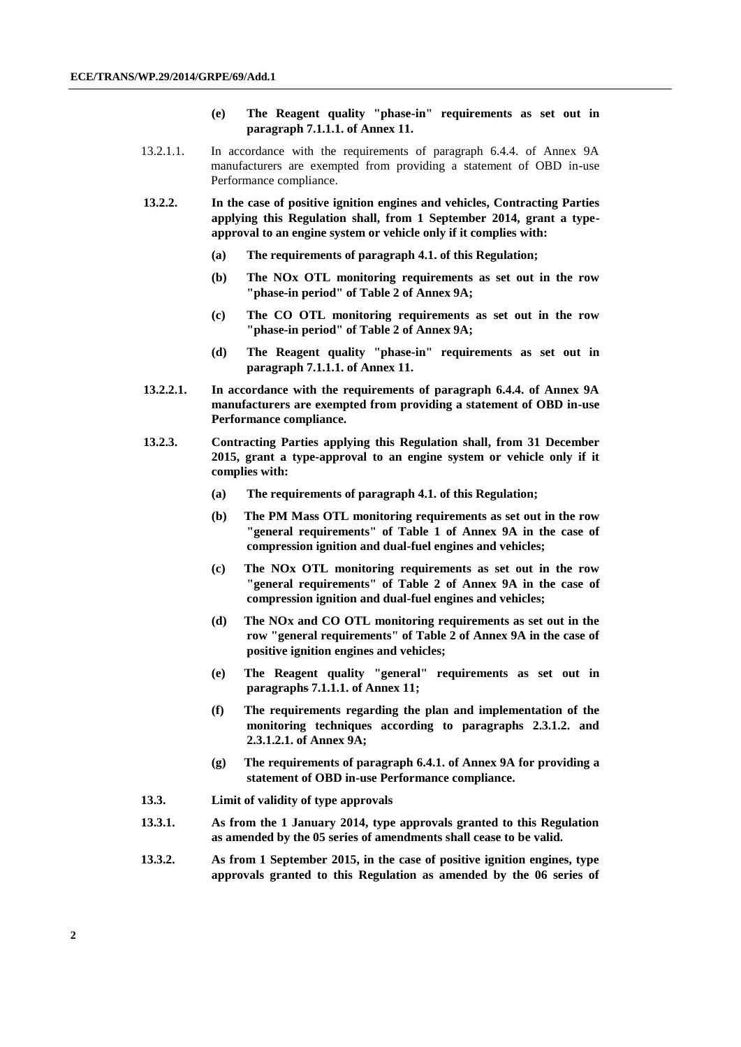**(e) The Reagent quality "phase-in" requirements as set out in paragraph 7.1.1.1. of Annex 11.**

13.2.1.1. In accordance with the requirements of paragraph 6.4.4. of Annex 9A manufacturers are exempted from providing a statement of OBD in-use Performance compliance.

**13.2.2. In the case of positive ignition engines and vehicles, Contracting Parties applying this Regulation shall, from 1 September 2014, grant a type-approval to an engine system or vehicle only if it complies with:**

**(a) The requirements of paragraph 4.1. of this Regulation;**

**(b) The NOx OTL monitoring requirements as set out in the row "phase-in period" of Table 2 of Annex 9A;**

**(c) The CO OTL monitoring requirements as set out in the row "phase-in period" of Table 2 of Annex 9A;**

**(d) The Reagent quality "phase-in" requirements as set out in paragraph 7.1.1.1. of Annex 11.**

**13.2.2.1. In accordance with the requirements of paragraph 6.4.4. of Annex 9A manufacturers are exempted from providing a statement of OBD in-use Performance compliance.**

**13.2.3. Contracting Parties applying this Regulation shall, from 31 December 2015, grant a type-approval to an engine system or vehicle only if it complies with:**

**(a) The requirements of paragraph 4.1. of this Regulation;**

**(b) The PM Mass OTL monitoring requirements as set out in the row "general requirements" of Table 1 of Annex 9A in the case of compression ignition and dual-fuel engines and vehicles;**

**(c) The NOx OTL monitoring requirements as set out in the row "general requirements" of Table 2 of Annex 9A in the case of compression ignition and dual-fuel engines and vehicles;**

**(d) The NOx and CO OTL monitoring requirements as set out in the row "general requirements" of Table 2 of Annex 9A in the case of positive ignition engines and vehicles;**

**(e) The Reagent quality "general" requirements as set out in paragraphs 7.1.1.1. of Annex 11;**

**(f) The requirements regarding the plan and implementation of the monitoring techniques according to paragraphs 2.3.1.2. and 2.3.1.2.1. of Annex 9A;**

**(g) The requirements of paragraph 6.4.1. of Annex 9A for providing a statement of OBD in-use Performance compliance.**

**13.3. Limit of validity of type approvals**

**13.3.1. As from the 1 January 2014, type approvals granted to this Regulation as amended by the 05 series of amendments shall cease to be valid.**

**13.3.2. As from 1 September 2015, in the case of positive ignition engines, type approvals granted to this Regulation as amended by the 06 series of**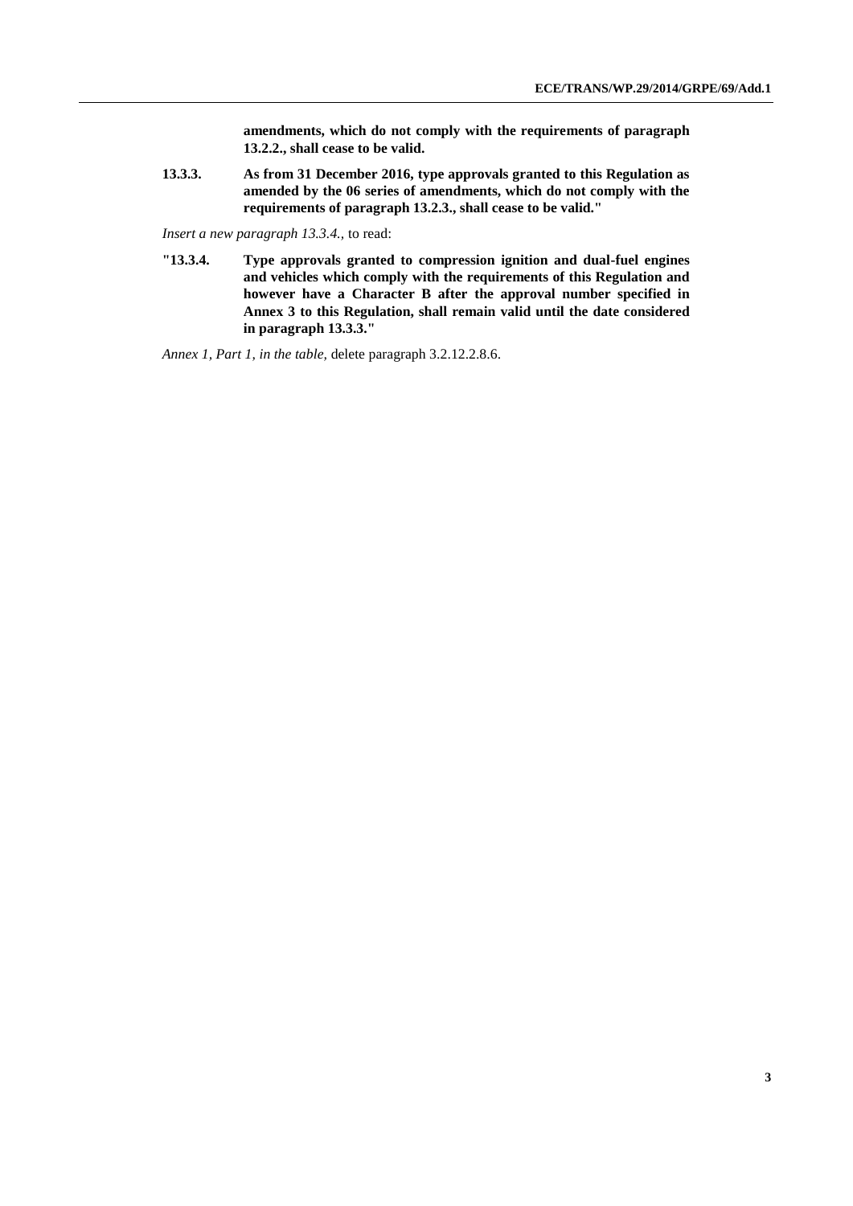**amendments, which do not comply with the requirements of paragraph 13.2.2., shall cease to be valid.**

**13.3.3. As from 31 December 2016, type approvals granted to this Regulation as amended by the 06 series of amendments, which do not comply with the requirements of paragraph 13.2.3., shall cease to be valid."**

*Insert a new paragraph 13.3.4.*, to read:

**"13.3.4. Type approvals granted to compression ignition and dual-fuel engines and vehicles which comply with the requirements of this Regulation and however have a Character B after the approval number specified in Annex 3 to this Regulation, shall remain valid until the date considered in paragraph 13.3.3."**

*Annex 1, Part 1, in the table,* delete paragraph 3.2.12.2.8.6.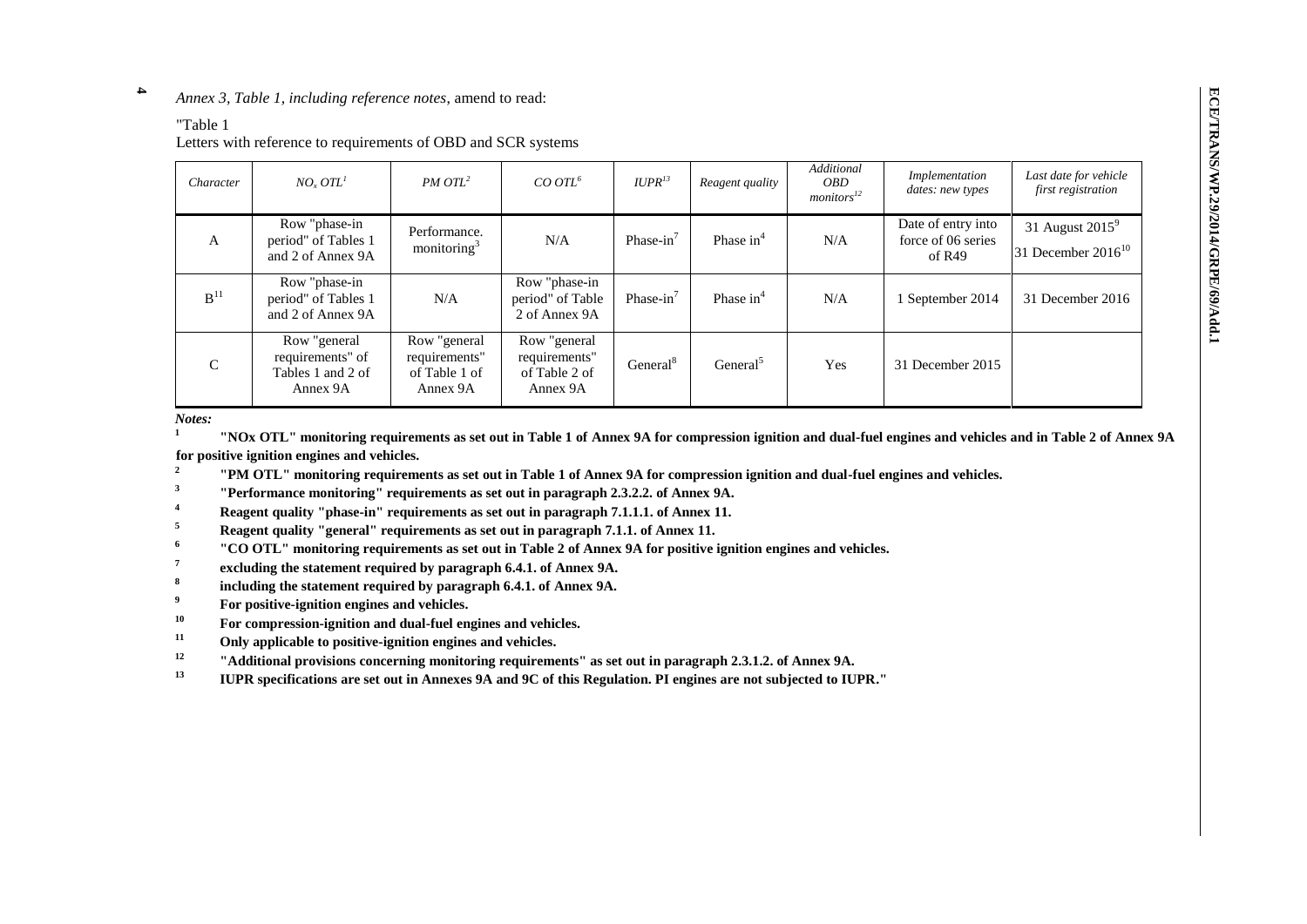4 *Annex 3, Table 1, including reference notes*, amend to read:

"Table 1

Letters with reference to requirements of OBD and SCR systems

| *Character* | *$NO_x$ OTL*[1] | *PM OTL*[2] | *CO OTL*[6] | *IUPR*[13] | *Reagent quality* | *Additional OBD monitors*[12] | *Implementation dates: new types* | *Last date for vehicle first registration* |
|---|---|---|---|---|---|---|---|---|
| A | Row "phase-in period" of Tables 1 and 2 of Annex 9A | Performance. monitoring[3] | N/A | Phase-in[7] | Phase in[4] | N/A | Date of entry into force of 06 series of R49 | 31 August 2015[9] 31 December 2016[10] |
| B[11] | Row "phase-in period" of Tables 1 and 2 of Annex 9A | N/A | Row "phase-in period" of Table 2 of Annex 9A | Phase-in[7] | Phase in[4] | N/A | 1 September 2014 | 31 December 2016 |
| C | Row "general requirements" of Tables 1 and 2 of Annex 9A | Row "general requirements" of Table 1 of Annex 9A | Row "general requirements" of Table 2 of Annex 9A | General[8] | General[5] | Yes | 31 December 2015 | |

***Notes:***

[1] **"NOx OTL" monitoring requirements as set out in Table 1 of Annex 9A for compression ignition and dual-fuel engines and vehicles and in Table 2 of Annex 9A for positive ignition engines and vehicles.**

[2] **"PM OTL" monitoring requirements as set out in Table 1 of Annex 9A for compression ignition and dual-fuel engines and vehicles.**

[3] **"Performance monitoring" requirements as set out in paragraph 2.3.2.2. of Annex 9A.**

[4] **Reagent quality "phase-in" requirements as set out in paragraph 7.1.1.1. of Annex 11.**

[5] **Reagent quality "general" requirements as set out in paragraph 7.1.1. of Annex 11.**

[6] **"CO OTL" monitoring requirements as set out in Table 2 of Annex 9A for positive ignition engines and vehicles.**

[7] **excluding the statement required by paragraph 6.4.1. of Annex 9A.**

[8] **including the statement required by paragraph 6.4.1. of Annex 9A.**

[9] **For positive-ignition engines and vehicles.**

[10] **For compression-ignition and dual-fuel engines and vehicles.**

[11] **Only applicable to positive-ignition engines and vehicles.**

[12] **"Additional provisions concerning monitoring requirements" as set out in paragraph 2.3.1.2. of Annex 9A.**

[13] **IUPR specifications are set out in Annexes 9A and 9C of this Regulation. PI engines are not subjected to IUPR."**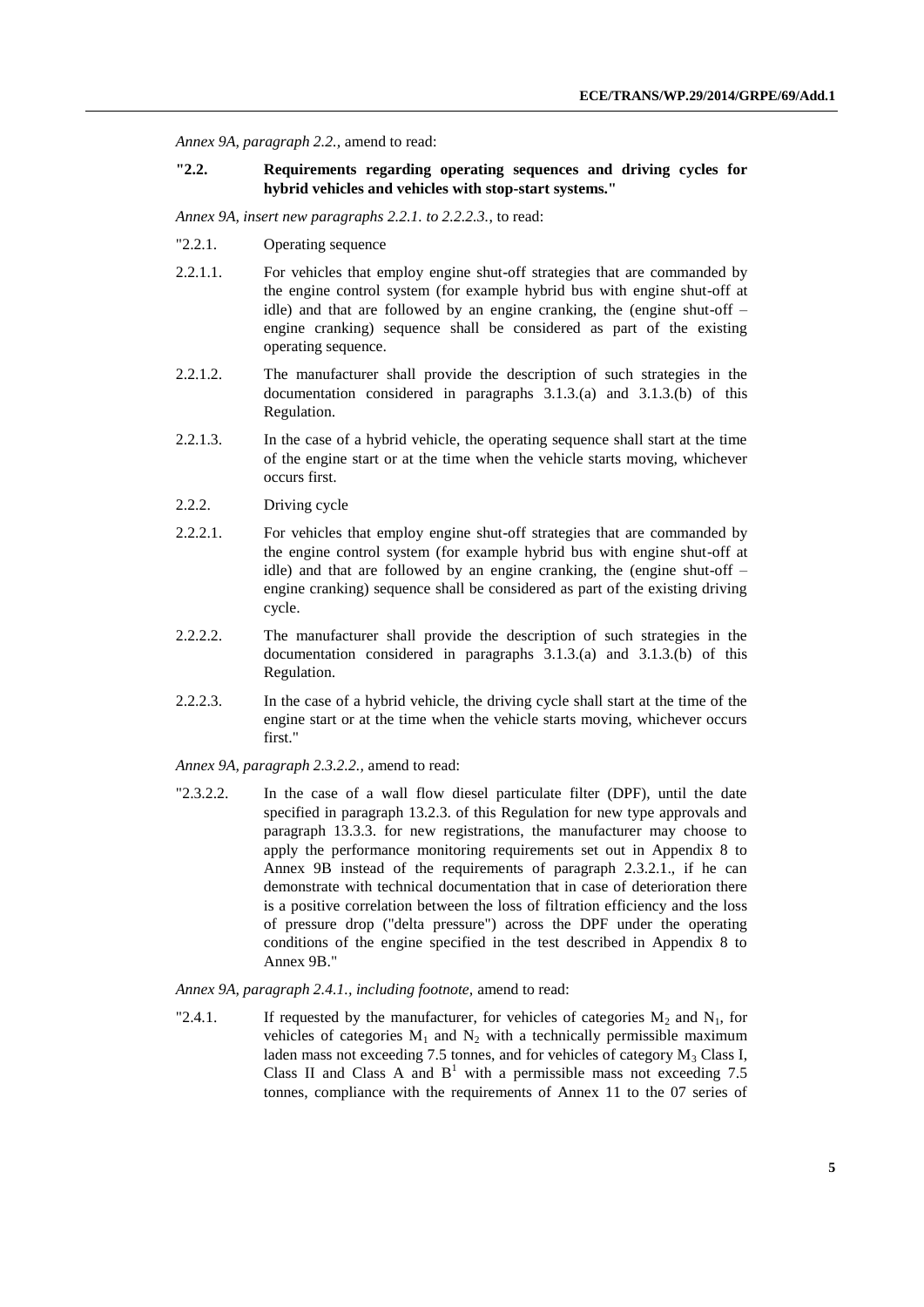*Annex 9A, paragraph 2.2.,* amend to read:

**"2.2. Requirements regarding operating sequences and driving cycles for hybrid vehicles and vehicles with stop-start systems."**

*Annex 9A, insert new paragraphs 2.2.1. to 2.2.2.3.,* to read:

"2.2.1. Operating sequence

2.2.1.1. For vehicles that employ engine shut-off strategies that are commanded by the engine control system (for example hybrid bus with engine shut-off at idle) and that are followed by an engine cranking, the (engine shut-off – engine cranking) sequence shall be considered as part of the existing operating sequence.

2.2.1.2. The manufacturer shall provide the description of such strategies in the documentation considered in paragraphs 3.1.3.(a) and 3.1.3.(b) of this Regulation.

2.2.1.3. In the case of a hybrid vehicle, the operating sequence shall start at the time of the engine start or at the time when the vehicle starts moving, whichever occurs first.

2.2.2. Driving cycle

2.2.2.1. For vehicles that employ engine shut-off strategies that are commanded by the engine control system (for example hybrid bus with engine shut-off at idle) and that are followed by an engine cranking, the (engine shut-off – engine cranking) sequence shall be considered as part of the existing driving cycle.

2.2.2.2. The manufacturer shall provide the description of such strategies in the documentation considered in paragraphs 3.1.3.(a) and 3.1.3.(b) of this Regulation.

2.2.2.3. In the case of a hybrid vehicle, the driving cycle shall start at the time of the engine start or at the time when the vehicle starts moving, whichever occurs first."

*Annex 9A, paragraph 2.3.2.2.,* amend to read:

"2.3.2.2. In the case of a wall flow diesel particulate filter (DPF), until the date specified in paragraph 13.2.3. of this Regulation for new type approvals and paragraph 13.3.3. for new registrations, the manufacturer may choose to apply the performance monitoring requirements set out in Appendix 8 to Annex 9B instead of the requirements of paragraph 2.3.2.1., if he can demonstrate with technical documentation that in case of deterioration there is a positive correlation between the loss of filtration efficiency and the loss of pressure drop ("delta pressure") across the DPF under the operating conditions of the engine specified in the test described in Appendix 8 to Annex 9B."

*Annex 9A, paragraph 2.4.1., including footnote,* amend to read:

"2.4.1. If requested by the manufacturer, for vehicles of categories $M_2$ and $N_1$, for vehicles of categories $M_1$ and $N_2$ with a technically permissible maximum laden mass not exceeding 7.5 tonnes, and for vehicles of category $M_3$ Class I, Class II and Class A and B[1] with a permissible mass not exceeding 7.5 tonnes, compliance with the requirements of Annex 11 to the 07 series of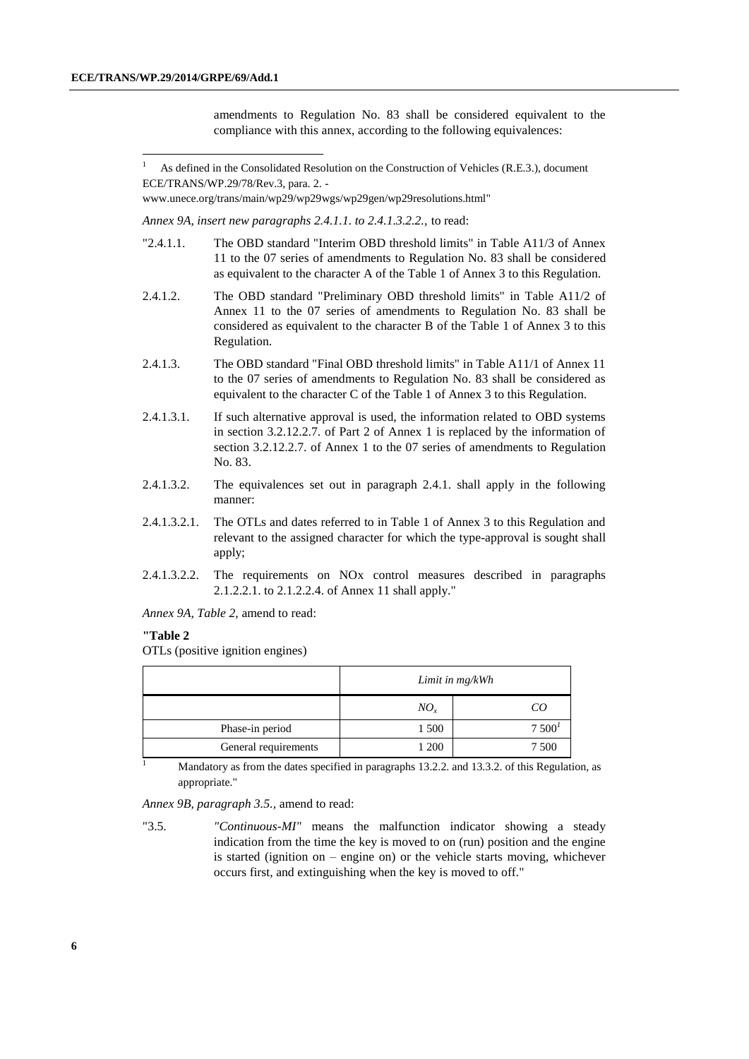amendments to Regulation No. 83 shall be considered equivalent to the compliance with this annex, according to the following equivalences:

[1] As defined in the Consolidated Resolution on the Construction of Vehicles (R.E.3.), document ECE/TRANS/WP.29/78/Rev.3, para. 2. - www.unece.org/trans/main/wp29/wp29wgs/wp29gen/wp29resolutions.html"

*Annex 9A, insert new paragraphs 2.4.1.1. to 2.4.1.3.2.2.,* to read:

"2.4.1.1. The OBD standard "Interim OBD threshold limits" in Table A11/3 of Annex 11 to the 07 series of amendments to Regulation No. 83 shall be considered as equivalent to the character A of the Table 1 of Annex 3 to this Regulation.

2.4.1.2. The OBD standard "Preliminary OBD threshold limits" in Table A11/2 of Annex 11 to the 07 series of amendments to Regulation No. 83 shall be considered as equivalent to the character B of the Table 1 of Annex 3 to this Regulation.

2.4.1.3. The OBD standard "Final OBD threshold limits" in Table A11/1 of Annex 11 to the 07 series of amendments to Regulation No. 83 shall be considered as equivalent to the character C of the Table 1 of Annex 3 to this Regulation.

2.4.1.3.1. If such alternative approval is used, the information related to OBD systems in section 3.2.12.2.7. of Part 2 of Annex 1 is replaced by the information of section 3.2.12.2.7. of Annex 1 to the 07 series of amendments to Regulation No. 83.

2.4.1.3.2. The equivalences set out in paragraph 2.4.1. shall apply in the following manner:

2.4.1.3.2.1. The OTLs and dates referred to in Table 1 of Annex 3 to this Regulation and relevant to the assigned character for which the type-approval is sought shall apply;

2.4.1.3.2.2. The requirements on NOx control measures described in paragraphs 2.1.2.2.1. to 2.1.2.2.4. of Annex 11 shall apply."

*Annex 9A, Table 2,* amend to read:

**"Table 2**

OTLs (positive ignition engines)

| | *Limit in mg/kWh* | |
|---|---|---|
| | $NO_x$ | *CO* |
| Phase-in period | 1 500 | 7 500[1] |
| General requirements | 1 200 | 7 500 |

[1] Mandatory as from the dates specified in paragraphs 13.2.2. and 13.3.2. of this Regulation, as appropriate."

*Annex 9B, paragraph 3.5.,* amend to read:

"3.5. *"Continuous-MI"* means the malfunction indicator showing a steady indication from the time the key is moved to on (run) position and the engine is started (ignition on – engine on) or the vehicle starts moving, whichever occurs first, and extinguishing when the key is moved to off."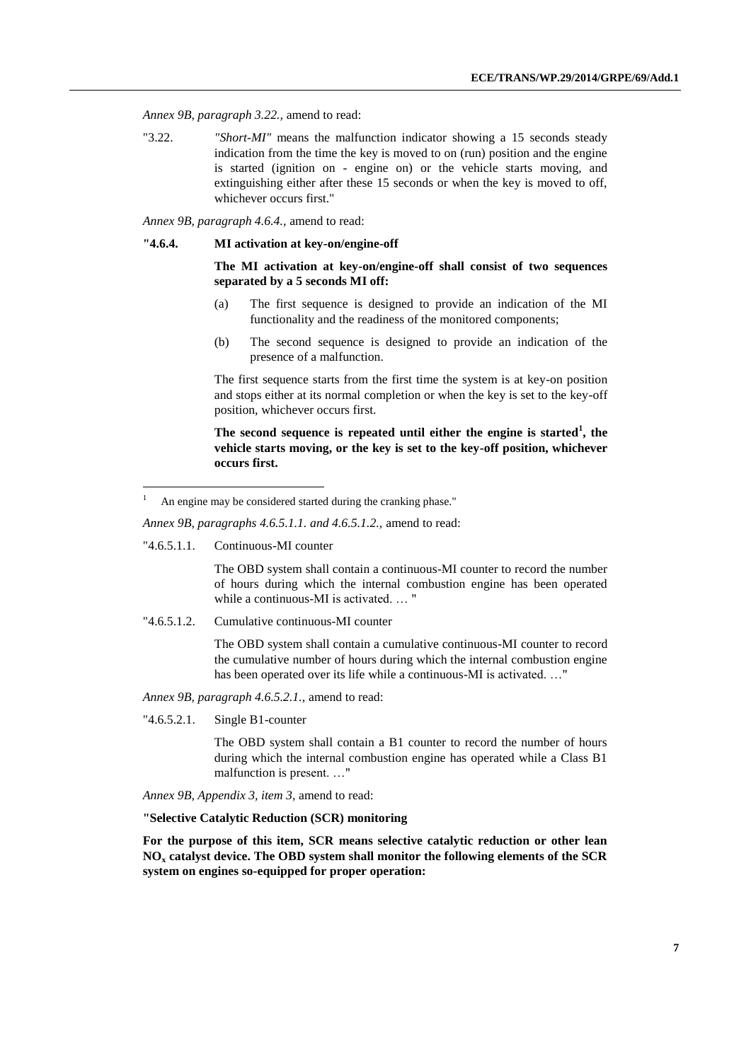*Annex 9B, paragraph 3.22.,* amend to read:

"3.22. *"Short-MI"* means the malfunction indicator showing a 15 seconds steady indication from the time the key is moved to on (run) position and the engine is started (ignition on - engine on) or the vehicle starts moving, and extinguishing either after these 15 seconds or when the key is moved to off, whichever occurs first."

*Annex 9B, paragraph 4.6.4.,* amend to read:

**"4.6.4. MI activation at key-on/engine-off**

**The MI activation at key-on/engine-off shall consist of two sequences separated by a 5 seconds MI off:**

(a) The first sequence is designed to provide an indication of the MI functionality and the readiness of the monitored components;

(b) The second sequence is designed to provide an indication of the presence of a malfunction.

The first sequence starts from the first time the system is at key-on position and stops either at its normal completion or when the key is set to the key-off position, whichever occurs first.

**The second sequence is repeated until either the engine is started[1], the vehicle starts moving, or the key is set to the key-off position, whichever occurs first.**

[1] An engine may be considered started during the cranking phase."

*Annex 9B, paragraphs 4.6.5.1.1. and 4.6.5.1.2.,* amend to read:

"4.6.5.1.1. Continuous-MI counter

The OBD system shall contain a continuous-MI counter to record the number of hours during which the internal combustion engine has been operated while a continuous-MI is activated. … "

"4.6.5.1.2. Cumulative continuous-MI counter

The OBD system shall contain a cumulative continuous-MI counter to record the cumulative number of hours during which the internal combustion engine has been operated over its life while a continuous-MI is activated. …"

*Annex 9B, paragraph 4.6.5.2.1.,* amend to read:

"4.6.5.2.1. Single B1-counter

The OBD system shall contain a B1 counter to record the number of hours during which the internal combustion engine has operated while a Class B1 malfunction is present. …"

*Annex 9B, Appendix 3, item 3,* amend to read:

**"Selective Catalytic Reduction (SCR) monitoring**

**For the purpose of this item, SCR means selective catalytic reduction or other lean $NO_x$ catalyst device. The OBD system shall monitor the following elements of the SCR system on engines so-equipped for proper operation:**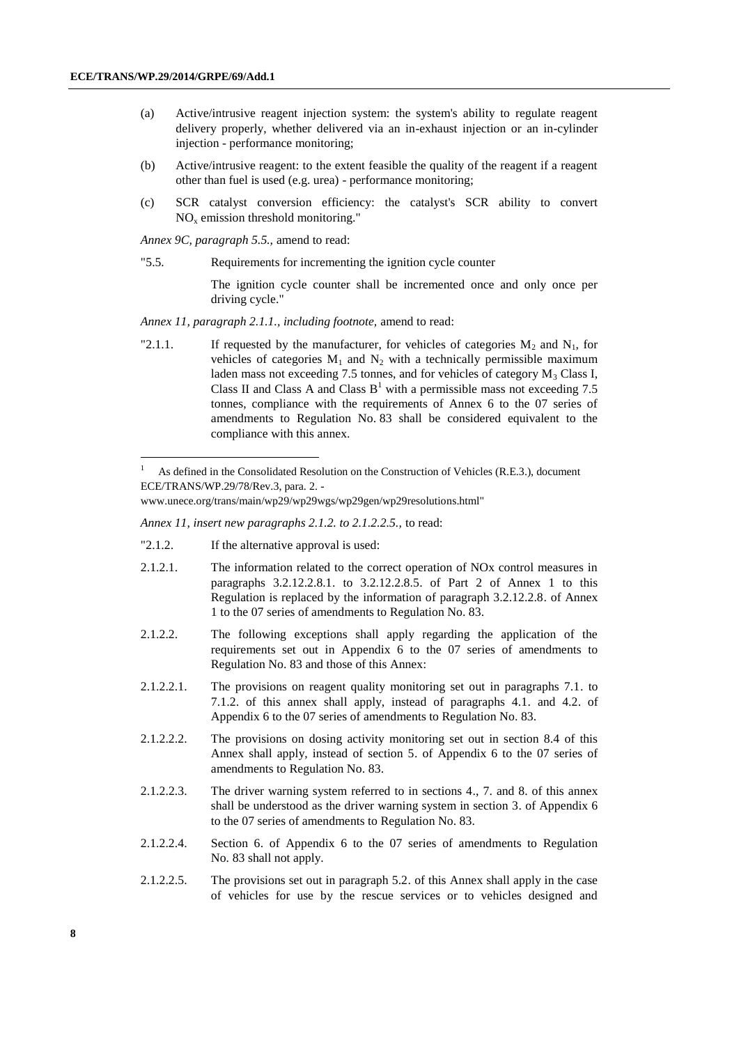(a) Active/intrusive reagent injection system: the system's ability to regulate reagent delivery properly, whether delivered via an in-exhaust injection or an in-cylinder injection - performance monitoring;

(b) Active/intrusive reagent: to the extent feasible the quality of the reagent if a reagent other than fuel is used (e.g. urea) - performance monitoring;

(c) SCR catalyst conversion efficiency: the catalyst's SCR ability to convert $NO_x$ emission threshold monitoring."

*Annex 9C, paragraph 5.5.,* amend to read:

"5.5. Requirements for incrementing the ignition cycle counter

The ignition cycle counter shall be incremented once and only once per driving cycle."

*Annex 11, paragraph 2.1.1., including footnote,* amend to read:

"2.1.1. If requested by the manufacturer, for vehicles of categories $M_2$ and $N_1$, for vehicles of categories $M_1$ and $N_2$ with a technically permissible maximum laden mass not exceeding 7.5 tonnes, and for vehicles of category $M_3$ Class I, Class II and Class A and Class B[1] with a permissible mass not exceeding 7.5 tonnes, compliance with the requirements of Annex 6 to the 07 series of amendments to Regulation No. 83 shall be considered equivalent to the compliance with this annex.

[1] As defined in the Consolidated Resolution on the Construction of Vehicles (R.E.3.), document ECE/TRANS/WP.29/78/Rev.3, para. 2. - www.unece.org/trans/main/wp29/wp29wgs/wp29gen/wp29resolutions.html"

*Annex 11, insert new paragraphs 2.1.2. to 2.1.2.2.5.,* to read:

"2.1.2. If the alternative approval is used:

2.1.2.1. The information related to the correct operation of NOx control measures in paragraphs 3.2.12.2.8.1. to 3.2.12.2.8.5. of Part 2 of Annex 1 to this Regulation is replaced by the information of paragraph 3.2.12.2.8. of Annex 1 to the 07 series of amendments to Regulation No. 83.

2.1.2.2. The following exceptions shall apply regarding the application of the requirements set out in Appendix 6 to the 07 series of amendments to Regulation No. 83 and those of this Annex:

2.1.2.2.1. The provisions on reagent quality monitoring set out in paragraphs 7.1. to 7.1.2. of this annex shall apply, instead of paragraphs 4.1. and 4.2. of Appendix 6 to the 07 series of amendments to Regulation No. 83.

2.1.2.2.2. The provisions on dosing activity monitoring set out in section 8.4 of this Annex shall apply, instead of section 5. of Appendix 6 to the 07 series of amendments to Regulation No. 83.

2.1.2.2.3. The driver warning system referred to in sections 4., 7. and 8. of this annex shall be understood as the driver warning system in section 3. of Appendix 6 to the 07 series of amendments to Regulation No. 83.

2.1.2.2.4. Section 6. of Appendix 6 to the 07 series of amendments to Regulation No. 83 shall not apply.

2.1.2.2.5. The provisions set out in paragraph 5.2. of this Annex shall apply in the case of vehicles for use by the rescue services or to vehicles designed and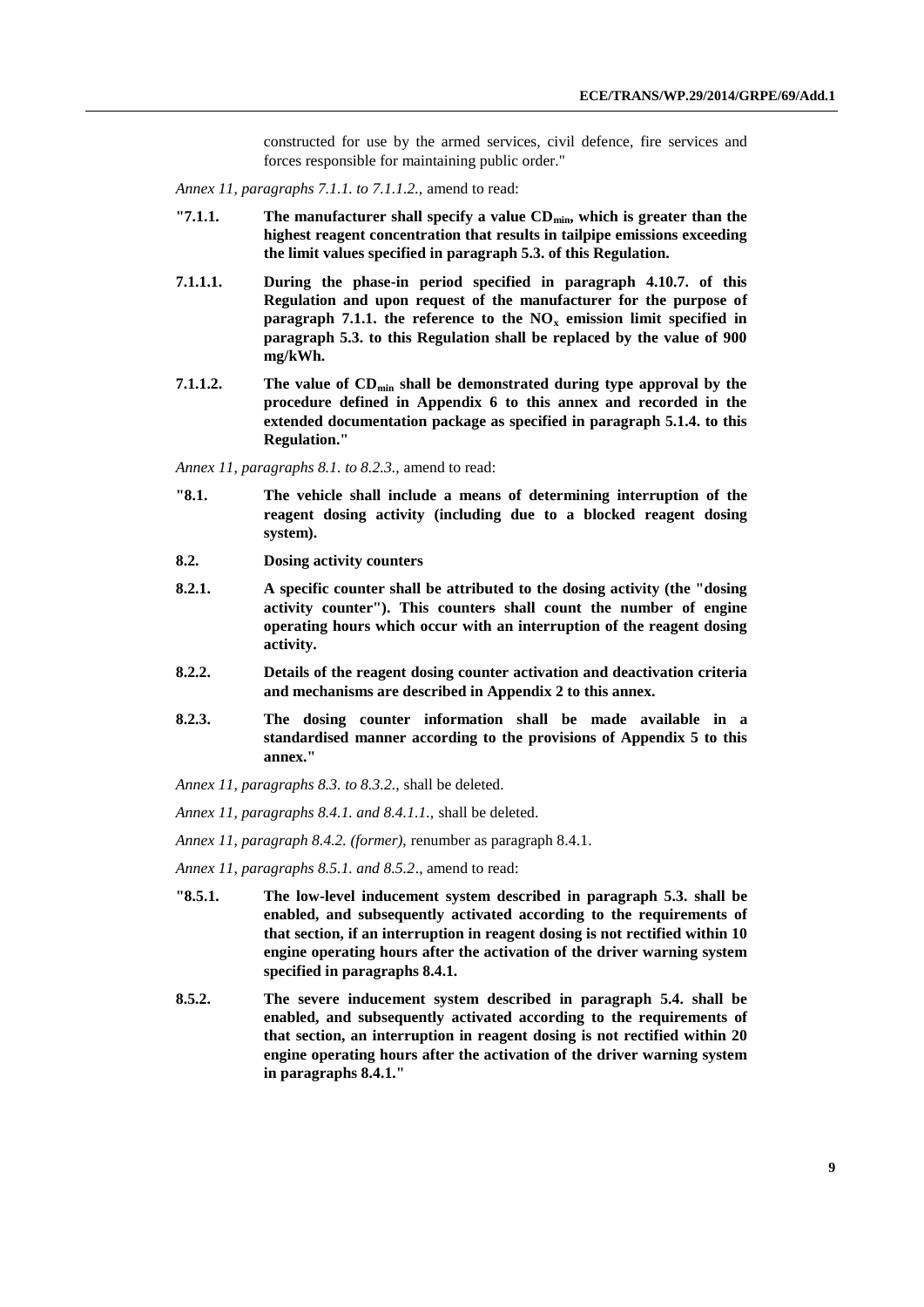constructed for use by the armed services, civil defence, fire services and forces responsible for maintaining public order."

*Annex 11, paragraphs 7.1.1. to 7.1.1.2.,* amend to read:

**"7.1.1. The manufacturer shall specify a value $CD_{min}$, which is greater than the highest reagent concentration that results in tailpipe emissions exceeding the limit values specified in paragraph 5.3. of this Regulation.**

**7.1.1.1. During the phase-in period specified in paragraph 4.10.7. of this Regulation and upon request of the manufacturer for the purpose of paragraph 7.1.1. the reference to the $NO_x$ emission limit specified in paragraph 5.3. to this Regulation shall be replaced by the value of 900 mg/kWh.**

**7.1.1.2. The value of $CD_{min}$ shall be demonstrated during type approval by the procedure defined in Appendix 6 to this annex and recorded in the extended documentation package as specified in paragraph 5.1.4. to this Regulation."**

*Annex 11, paragraphs 8.1. to 8.2.3.,* amend to read:

**"8.1. The vehicle shall include a means of determining interruption of the reagent dosing activity (including due to a blocked reagent dosing system).**

**8.2. Dosing activity counters**

**8.2.1. A specific counter shall be attributed to the dosing activity (the "dosing activity counter"). This counters shall count the number of engine operating hours which occur with an interruption of the reagent dosing activity.**

**8.2.2. Details of the reagent dosing counter activation and deactivation criteria and mechanisms are described in Appendix 2 to this annex.**

**8.2.3. The dosing counter information shall be made available in a standardised manner according to the provisions of Appendix 5 to this annex."**

*Annex 11, paragraphs 8.3. to 8.3.2.,* shall be deleted.

*Annex 11, paragraphs 8.4.1. and 8.4.1.1.,* shall be deleted.

*Annex 11, paragraph 8.4.2. (former),* renumber as paragraph 8.4.1.

*Annex 11, paragraphs 8.5.1. and 8.5.2*., amend to read:

**"8.5.1. The low-level inducement system described in paragraph 5.3. shall be enabled, and subsequently activated according to the requirements of that section, if an interruption in reagent dosing is not rectified within 10 engine operating hours after the activation of the driver warning system specified in paragraphs 8.4.1.**

**8.5.2. The severe inducement system described in paragraph 5.4. shall be enabled, and subsequently activated according to the requirements of that section, an interruption in reagent dosing is not rectified within 20 engine operating hours after the activation of the driver warning system in paragraphs 8.4.1."**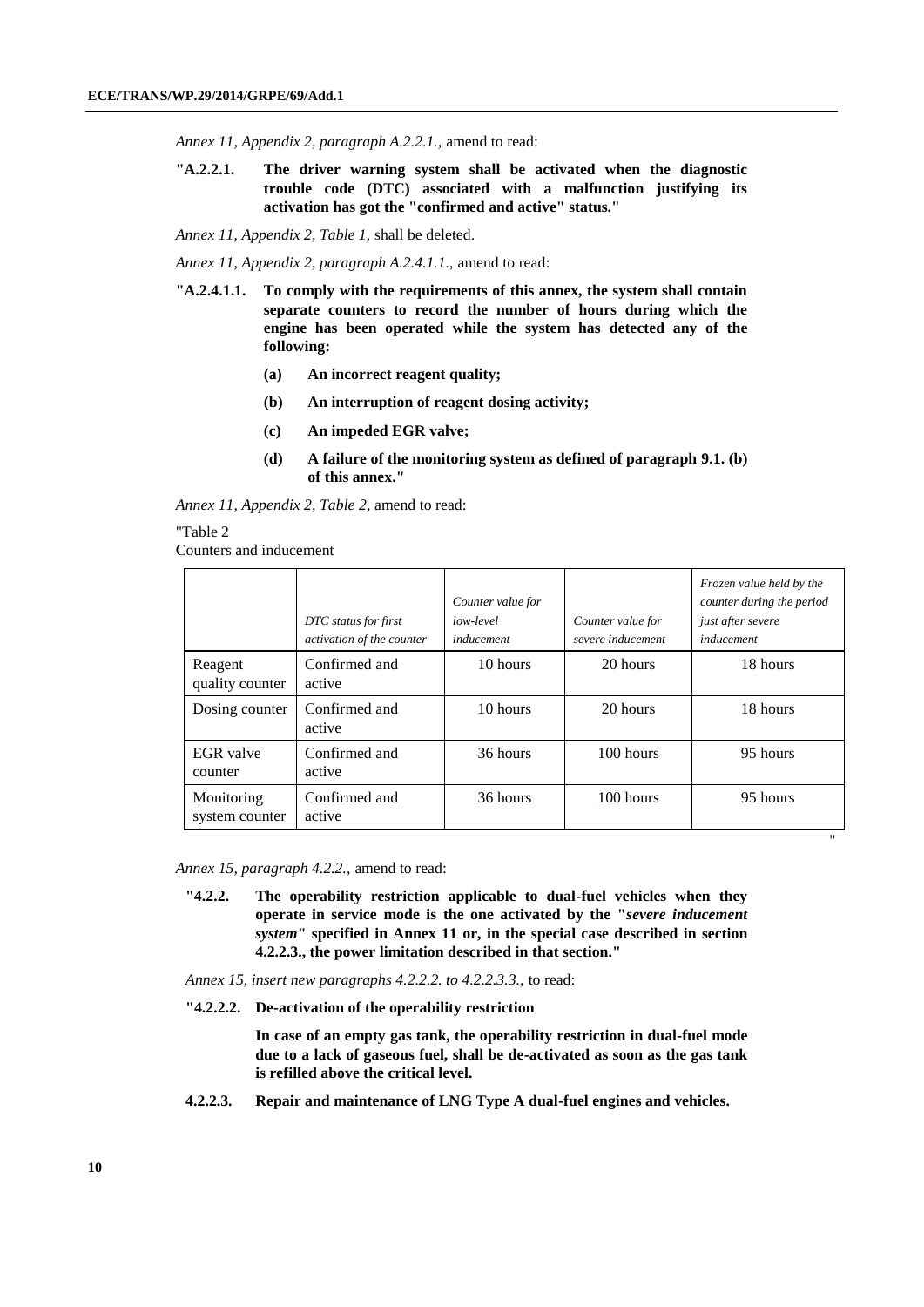*Annex 11, Appendix 2, paragraph A.2.2.1.,* amend to read:

**"A.2.2.1. The driver warning system shall be activated when the diagnostic trouble code (DTC) associated with a malfunction justifying its activation has got the "confirmed and active" status."**

*Annex 11, Appendix 2, Table 1,* shall be deleted.

*Annex 11, Appendix 2, paragraph A.2.4.1.1.,* amend to read:

**"A.2.4.1.1. To comply with the requirements of this annex, the system shall contain separate counters to record the number of hours during which the engine has been operated while the system has detected any of the following:**

**(a) An incorrect reagent quality;**

**(b) An interruption of reagent dosing activity;**

**(c) An impeded EGR valve;**

**(d) A failure of the monitoring system as defined of paragraph 9.1. (b) of this annex."**

*Annex 11, Appendix 2, Table 2,* amend to read:

"Table 2
Counters and inducement

| | *DTC status for first activation of the counter* | *Counter value for low-level inducement* | *Counter value for severe inducement* | *Frozen value held by the counter during the period just after severe inducement* |
|---|---|---|---|---|
| Reagent quality counter | Confirmed and active | 10 hours | 20 hours | 18 hours |
| Dosing counter | Confirmed and active | 10 hours | 20 hours | 18 hours |
| EGR valve counter | Confirmed and active | 36 hours | 100 hours | 95 hours |
| Monitoring system counter | Confirmed and active | 36 hours | 100 hours | 95 hours |

"

*Annex 15, paragraph 4.2.2.,* amend to read:

**"4.2.2. The operability restriction applicable to dual-fuel vehicles when they operate in service mode is the one activated by the "*severe inducement system*" specified in Annex 11 or, in the special case described in section 4.2.2.3., the power limitation described in that section."**

*Annex 15, insert new paragraphs 4.2.2.2. to 4.2.2.3.3.,* to read:

**"4.2.2.2. De-activation of the operability restriction**

**In case of an empty gas tank, the operability restriction in dual-fuel mode due to a lack of gaseous fuel, shall be de-activated as soon as the gas tank is refilled above the critical level.**

**4.2.2.3. Repair and maintenance of LNG Type A dual-fuel engines and vehicles.**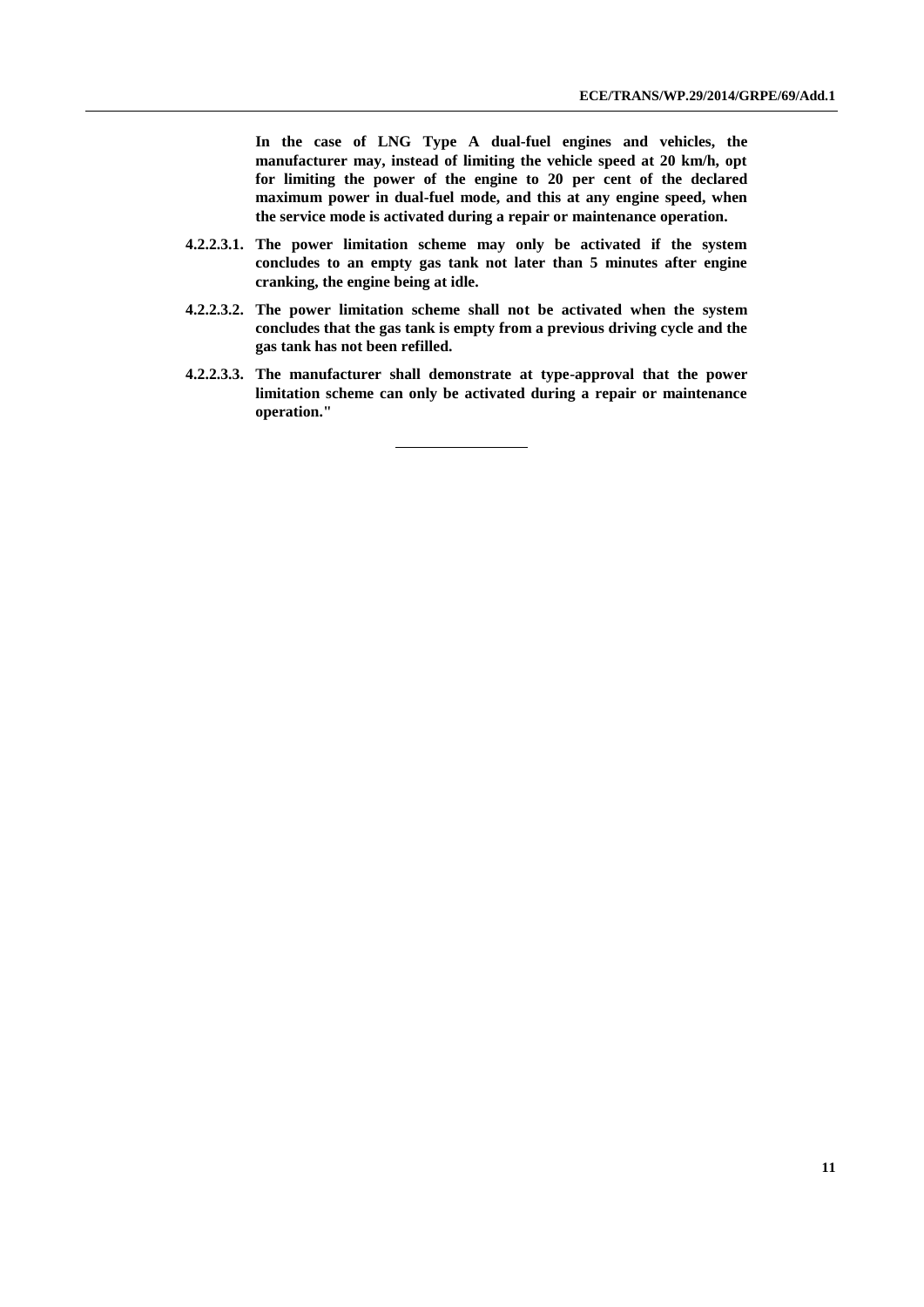**In the case of LNG Type A dual-fuel engines and vehicles, the manufacturer may, instead of limiting the vehicle speed at 20 km/h, opt for limiting the power of the engine to 20 per cent of the declared maximum power in dual-fuel mode, and this at any engine speed, when the service mode is activated during a repair or maintenance operation.**

**4.2.2.3.1. The power limitation scheme may only be activated if the system concludes to an empty gas tank not later than 5 minutes after engine cranking, the engine being at idle.**

**4.2.2.3.2. The power limitation scheme shall not be activated when the system concludes that the gas tank is empty from a previous driving cycle and the gas tank has not been refilled.**

**4.2.2.3.3. The manufacturer shall demonstrate at type-approval that the power limitation scheme can only be activated during a repair or maintenance operation."**